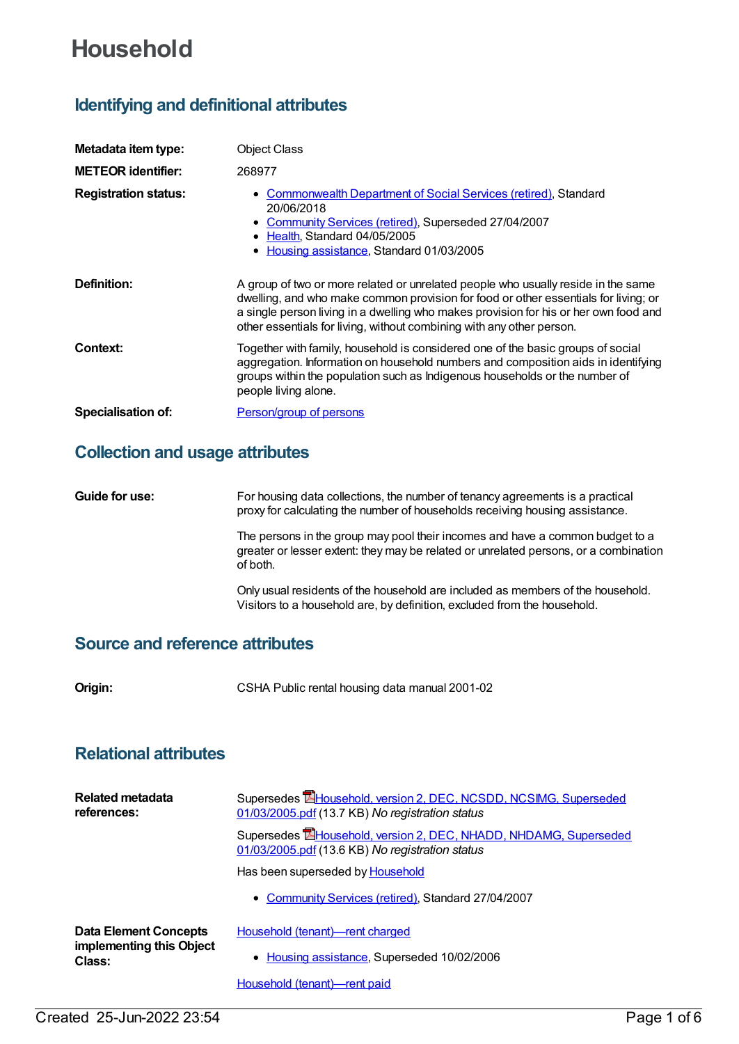# Household

## Identifying and definitional attributes

**Metadata item type:** Object Class

**METEOR identifier:** 268977

**Registration status:**

- Commonwealth Department of Social Services (retired), Standard 20/06/2018
- Community Services (retired), Superseded 27/04/2007
- Health, Standard 04/05/2005
- Housing assistance, Standard 01/03/2005

**Definition:** A group of two or more related or unrelated people who usually reside in the same dwelling, and who make common provision for food or other essentials for living; or a single person living in a dwelling who makes provision for his or her own food and other essentials for living, without combining with any other person.

**Context:** Together with family, household is considered one of the basic groups of social aggregation. Information on household numbers and composition aids in identifying groups within the population such as Indigenous households or the number of people living alone.

**Specialisation of:** Person/group of persons

## Collection and usage attributes

**Guide for use:** For housing data collections, the number of tenancy agreements is a practical proxy for calculating the number of households receiving housing assistance.

The persons in the group may pool their incomes and have a common budget to a greater or lesser extent: they may be related or unrelated persons, or a combination of both.

Only usual residents of the household are included as members of the household. Visitors to a household are, by definition, excluded from the household.

## Source and reference attributes

**Origin:** CSHA Public rental housing data manual 2001-02

## Relational attributes

**Related metadata references:**

Supersedes Household, version 2, DEC, NCSDD, NCSIMG, Superseded 01/03/2005.pdf (13.7 KB) *No registration status*

Supersedes Household, version 2, DEC, NHADD, NHDAMG, Superseded 01/03/2005.pdf (13.6 KB) *No registration status*

Has been superseded by Household

- Community Services (retired), Standard 27/04/2007

**Data Element Concepts implementing this Object Class:**

Household (tenant)—rent charged

- Housing assistance, Superseded 10/02/2006

Household (tenant)—rent paid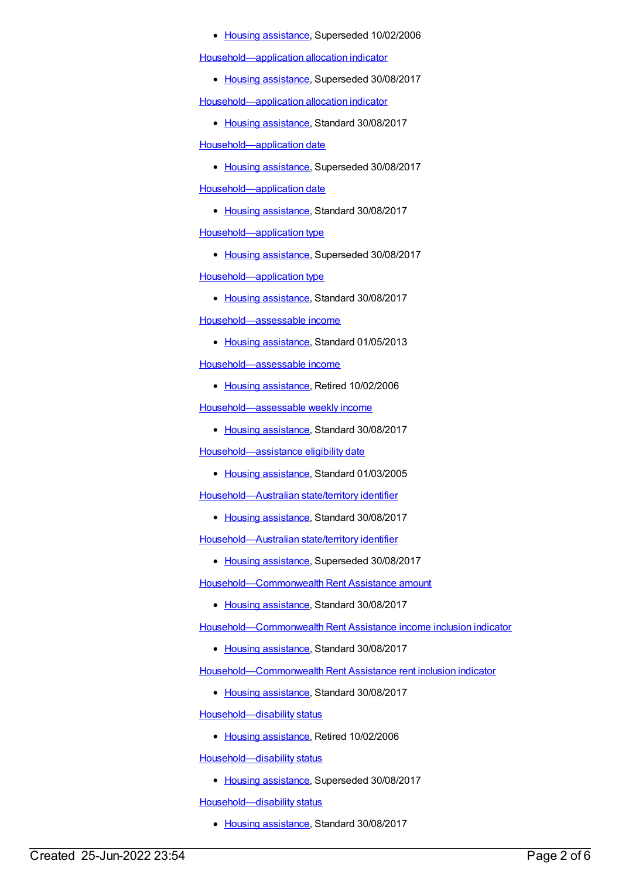- [Housing assistance](), Superseded 10/02/2006

[Household—application allocation indicator]()

- [Housing assistance](), Superseded 30/08/2017

[Household—application allocation indicator]()

- [Housing assistance](), Standard 30/08/2017

[Household—application date]()

- [Housing assistance](), Superseded 30/08/2017

[Household—application date]()

- [Housing assistance](), Standard 30/08/2017

[Household—application type]()

- [Housing assistance](), Superseded 30/08/2017

[Household—application type]()

- [Housing assistance](), Standard 30/08/2017

[Household—assessable income]()

- [Housing assistance](), Standard 01/05/2013

[Household—assessable income]()

- [Housing assistance](), Retired 10/02/2006

[Household—assessable weekly income]()

- [Housing assistance](), Standard 30/08/2017

[Household—assistance eligibility date]()

- [Housing assistance](), Standard 01/03/2005

[Household—Australian state/territory identifier]()

- [Housing assistance](), Standard 30/08/2017

[Household—Australian state/territory identifier]()

- [Housing assistance](), Superseded 30/08/2017

[Household—Commonwealth Rent Assistance amount]()

- [Housing assistance](), Standard 30/08/2017

[Household—Commonwealth Rent Assistance income inclusion indicator]()

- [Housing assistance](), Standard 30/08/2017

[Household—Commonwealth Rent Assistance rent inclusion indicator]()

- [Housing assistance](), Standard 30/08/2017

[Household—disability status]()

- [Housing assistance](), Retired 10/02/2006

[Household—disability status]()

- [Housing assistance](), Superseded 30/08/2017

[Household—disability status]()

- [Housing assistance](), Standard 30/08/2017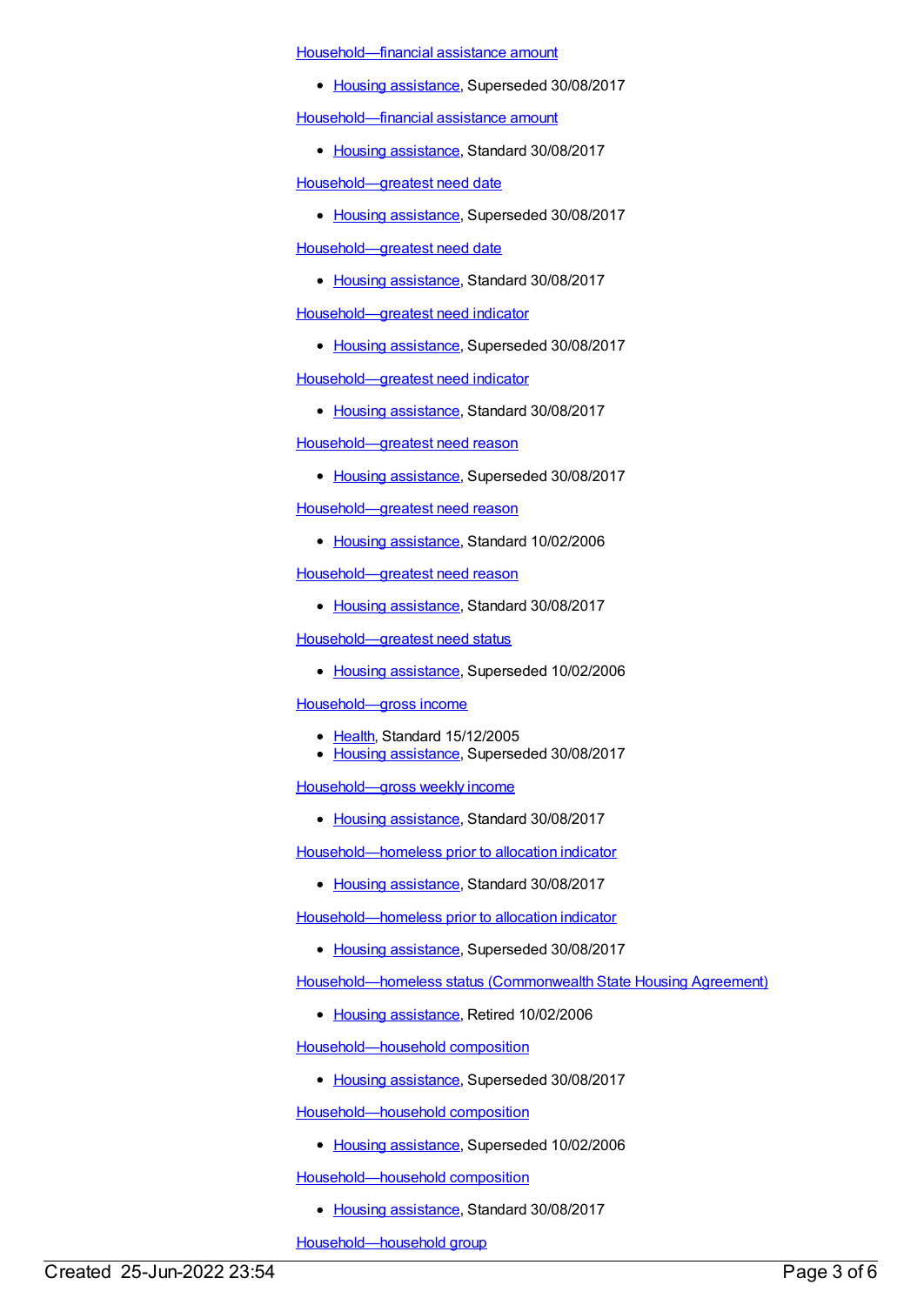[Household—financial assistance amount](#)

- [Housing assistance](#), Superseded 30/08/2017

[Household—financial assistance amount](#)

- [Housing assistance](#), Standard 30/08/2017

[Household—greatest need date](#)

- [Housing assistance](#), Superseded 30/08/2017

[Household—greatest need date](#)

- [Housing assistance](#), Standard 30/08/2017

[Household—greatest need indicator](#)

- [Housing assistance](#), Superseded 30/08/2017

[Household—greatest need indicator](#)

- [Housing assistance](#), Standard 30/08/2017

[Household—greatest need reason](#)

- [Housing assistance](#), Superseded 30/08/2017

[Household—greatest need reason](#)

- [Housing assistance](#), Standard 10/02/2006

[Household—greatest need reason](#)

- [Housing assistance](#), Standard 30/08/2017

[Household—greatest need status](#)

- [Housing assistance](#), Superseded 10/02/2006

[Household—gross income](#)

- [Health](#), Standard 15/12/2005
- [Housing assistance](#), Superseded 30/08/2017

[Household—gross weekly income](#)

- [Housing assistance](#), Standard 30/08/2017

[Household—homeless prior to allocation indicator](#)

- [Housing assistance](#), Standard 30/08/2017

[Household—homeless prior to allocation indicator](#)

- [Housing assistance](#), Superseded 30/08/2017

[Household—homeless status (Commonwealth State Housing Agreement)](#)

- [Housing assistance](#), Retired 10/02/2006

[Household—household composition](#)

- [Housing assistance](#), Superseded 30/08/2017

[Household—household composition](#)

- [Housing assistance](#), Superseded 10/02/2006

[Household—household composition](#)

- [Housing assistance](#), Standard 30/08/2017

[Household—household group](#)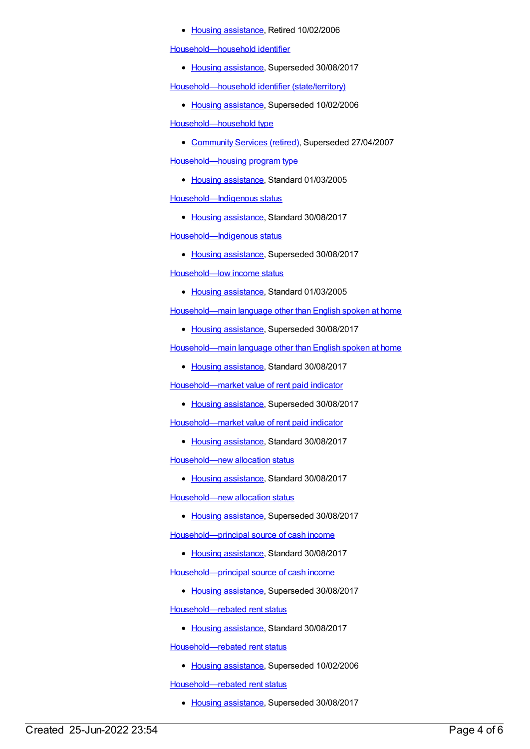- Housing assistance, Retired 10/02/2006

Household—household identifier

- Housing assistance, Superseded 30/08/2017

Household—household identifier (state/territory)

- Housing assistance, Superseded 10/02/2006

Household—household type

- Community Services (retired), Superseded 27/04/2007

Household—housing program type

- Housing assistance, Standard 01/03/2005

Household—Indigenous status

- Housing assistance, Standard 30/08/2017

Household—Indigenous status

- Housing assistance, Superseded 30/08/2017

Household—low income status

- Housing assistance, Standard 01/03/2005

Household—main language other than English spoken at home

- Housing assistance, Superseded 30/08/2017

Household—main language other than English spoken at home

- Housing assistance, Standard 30/08/2017

Household—market value of rent paid indicator

- Housing assistance, Superseded 30/08/2017

Household—market value of rent paid indicator

- Housing assistance, Standard 30/08/2017

Household—new allocation status

- Housing assistance, Standard 30/08/2017

Household—new allocation status

- Housing assistance, Superseded 30/08/2017

Household—principal source of cash income

- Housing assistance, Standard 30/08/2017

Household—principal source of cash income

- Housing assistance, Superseded 30/08/2017

Household—rebated rent status

- Housing assistance, Standard 30/08/2017

Household—rebated rent status

- Housing assistance, Superseded 10/02/2006

Household—rebated rent status

- Housing assistance, Superseded 30/08/2017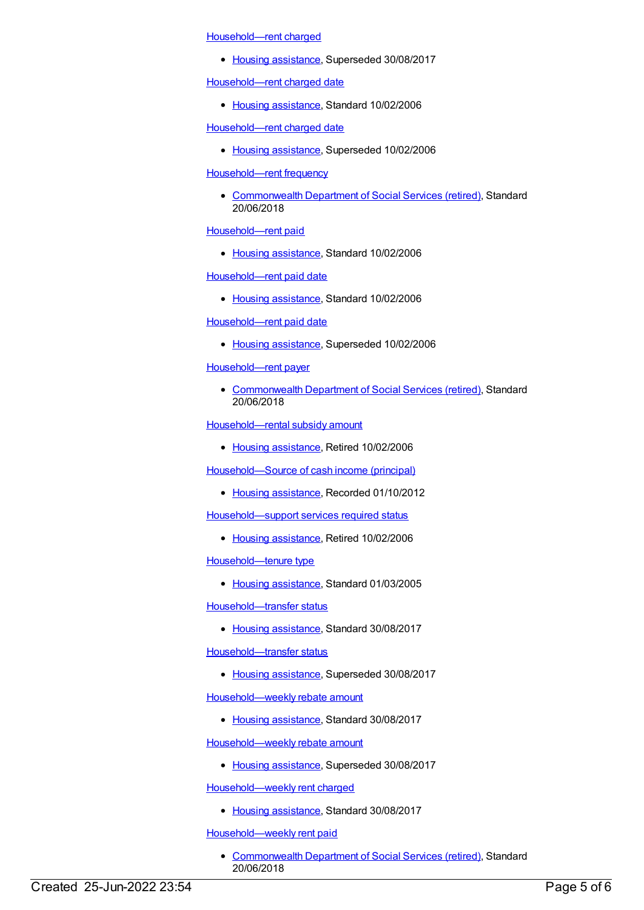Household—rent charged

- Housing assistance, Superseded 30/08/2017

Household—rent charged date

- Housing assistance, Standard 10/02/2006

Household—rent charged date

- Housing assistance, Superseded 10/02/2006

Household—rent frequency

- Commonwealth Department of Social Services (retired), Standard 20/06/2018

Household—rent paid

- Housing assistance, Standard 10/02/2006

Household—rent paid date

- Housing assistance, Standard 10/02/2006

Household—rent paid date

- Housing assistance, Superseded 10/02/2006

Household—rent payer

- Commonwealth Department of Social Services (retired), Standard 20/06/2018

Household—rental subsidy amount

- Housing assistance, Retired 10/02/2006

Household—Source of cash income (principal)

- Housing assistance, Recorded 01/10/2012

Household—support services required status

- Housing assistance, Retired 10/02/2006

Household—tenure type

- Housing assistance, Standard 01/03/2005

Household—transfer status

- Housing assistance, Standard 30/08/2017

Household—transfer status

- Housing assistance, Superseded 30/08/2017

Household—weekly rebate amount

- Housing assistance, Standard 30/08/2017

Household—weekly rebate amount

- Housing assistance, Superseded 30/08/2017

Household—weekly rent charged

- Housing assistance, Standard 30/08/2017

Household—weekly rent paid

- Commonwealth Department of Social Services (retired), Standard 20/06/2018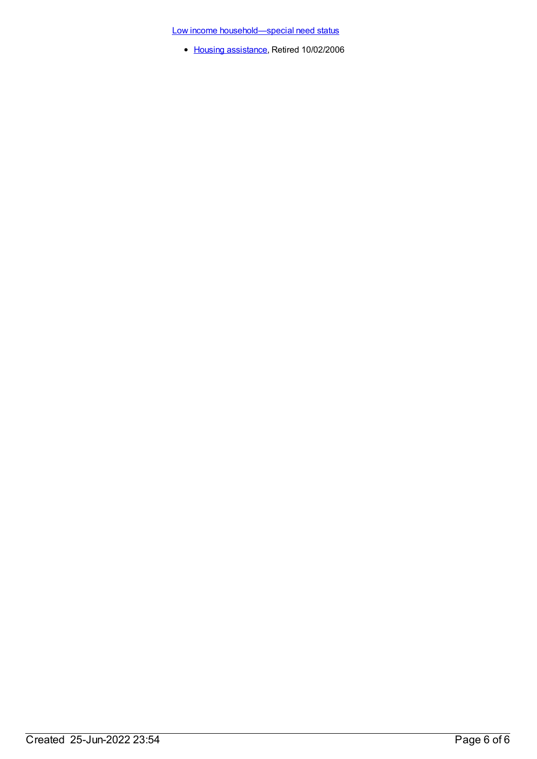Low income household—special need status

- Housing assistance, Retired 10/02/2006